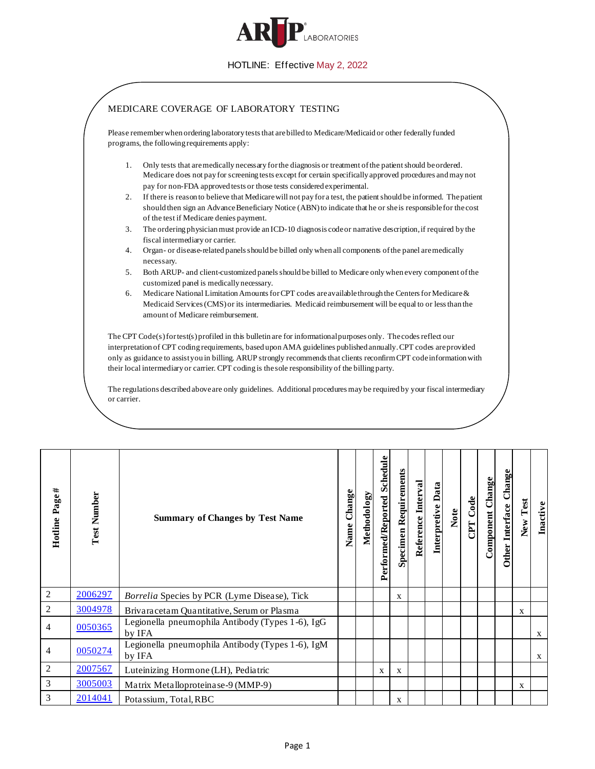ARUP LABORATORIES

HOTLINE: Effective May 2, 2022

## MEDICARE COVERAGE OF LABORATORY TESTING

Please remember when ordering laboratory tests that are billed to Medicare/Medicaid or other federally funded programs, the following requirements apply:

1. Only tests that are medically necessary for the diagnosis or treatment of the patient should be ordered. Medicare does not pay for screening tests except for certain specifically approved procedures and may not pay for non-FDA approved tests or those tests considered experimental.
2. If there is reason to believe that Medicare will not pay for a test, the patient should be informed. The patient should then sign an Advance Beneficiary Notice (ABN) to indicate that he or she is responsible for the cost of the test if Medicare denies payment.
3. The ordering physician must provide an ICD-10 diagnosis code or narrative description, if required by the fiscal intermediary or carrier.
4. Organ- or disease-related panels should be billed only when all components of the panel are medically necessary.
5. Both ARUP- and client-customized panels should be billed to Medicare only when every component of the customized panel is medically necessary.
6. Medicare National Limitation Amounts for CPT codes are available through the Centers for Medicare & Medicaid Services (CMS) or its intermediaries. Medicaid reimbursement will be equal to or less than the amount of Medicare reimbursement.

The CPT Code(s) for test(s) profiled in this bulletin are for informational purposes only. The codes reflect our interpretation of CPT coding requirements, based upon AMA guidelines published annually. CPT codes are provided only as guidance to assist you in billing. ARUP strongly recommends that clients reconfirm CPT code information with their local intermediary or carrier. CPT coding is the sole responsibility of the billing party.

The regulations described above are only guidelines. Additional procedures may be required by your fiscal intermediary or carrier.

| Hotline Page # | Test Number | Summary of Changes by Test Name | Name Change | Methodology | Performed/Reported Schedule | Specimen Requirements | Reference Interval | Interpretive Data | Note | CPT Code | Component Change | Other Interface Change | New Test | Inactive |
|---|---|---|---|---|---|---|---|---|---|---|---|---|---|---|
| 2 | 2006297 | *Borrelia* Species by PCR (Lyme Disease), Tick | | | | x | | | | | | | | |
| 2 | 3004978 | Brivaracetam Quantitative, Serum or Plasma | | | | | | | | | | | x | |
| 4 | 0050365 | Legionella pneumophila Antibody (Types 1-6), IgG by IFA | | | | | | | | | | | | x |
| 4 | 0050274 | Legionella pneumophila Antibody (Types 1-6), IgM by IFA | | | | | | | | | | | | x |
| 2 | 2007567 | Luteinizing Hormone (LH), Pediatric | | | x | x | | | | | | | | |
| 3 | 3005003 | Matrix Metalloproteinase-9 (MMP-9) | | | | | | | | | | | x | |
| 3 | 2014041 | Potassium, Total, RBC | | | | x | | | | | | | | |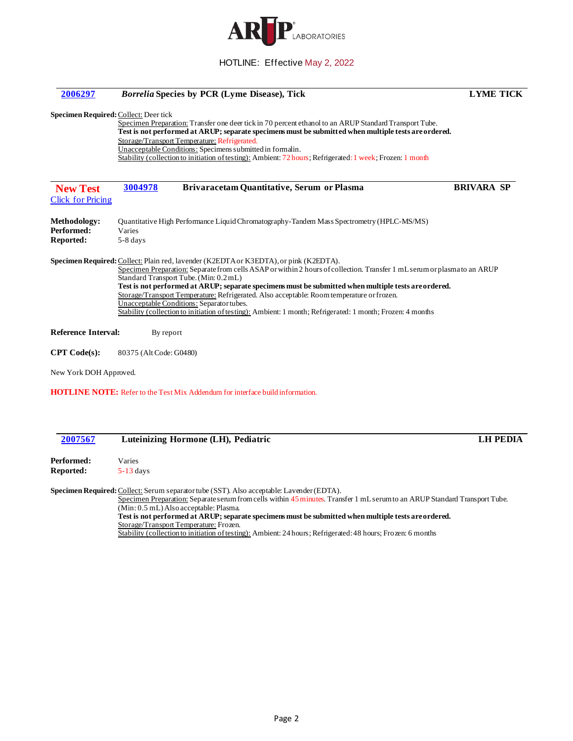HOTLINE: Effective May 2, 2022

## 2006297 *Borrelia* Species by PCR (Lyme Disease), Tick — LYME TICK

**Specimen Required:** Collect: Deer tick
Specimen Preparation: Transfer one deer tick in 70 percent ethanol to an ARUP Standard Transport Tube.
**Test is not performed at ARUP; separate specimens must be submitted when multiple tests are ordered.**
Storage/Transport Temperature: Refrigerated.
Unacceptable Conditions: Specimens submitted in formalin.
Stability (collection to initiation of testing): Ambient: 72 hours; Refrigerated: 1 week; Frozen: 1 month

## New Test 3004978 Brivaracetam Quantitative, Serum or Plasma — BRIVARA SP

Click for Pricing

**Methodology:** Quantitative High Performance Liquid Chromatography-Tandem Mass Spectrometry (HPLC-MS/MS)
**Performed:** Varies
**Reported:** 5-8 days

**Specimen Required:** Collect: Plain red, lavender (K2EDTA or K3EDTA), or pink (K2EDTA).
Specimen Preparation: Separate from cells ASAP or within 2 hours of collection. Transfer 1 mL serum or plasma to an ARUP Standard Transport Tube. (Min: 0.2 mL)
**Test is not performed at ARUP; separate specimens must be submitted when multiple tests are ordered.**
Storage/Transport Temperature: Refrigerated. Also acceptable: Room temperature or frozen.
Unacceptable Conditions: Separator tubes.
Stability (collection to initiation of testing): Ambient: 1 month; Refrigerated: 1 month; Frozen: 4 months

**Reference Interval:** By report

**CPT Code(s):** 80375 (Alt Code: G0480)

New York DOH Approved.

**HOTLINE NOTE:** Refer to the Test Mix Addendum for interface build information.

## 2007567 Luteinizing Hormone (LH), Pediatric — LH PEDIA

**Performed:** Varies
**Reported:** 5-13 days

**Specimen Required:** Collect: Serum separator tube (SST). Also acceptable: Lavender (EDTA).
Specimen Preparation: Separate serum from cells within 45 minutes. Transfer 1 mL serum to an ARUP Standard Transport Tube. (Min: 0.5 mL) Also acceptable: Plasma.
**Test is not performed at ARUP; separate specimens must be submitted when multiple tests are ordered.**
Storage/Transport Temperature: Frozen.
Stability (collection to initiation of testing): Ambient: 24 hours; Refrigerated: 48 hours; Frozen: 6 months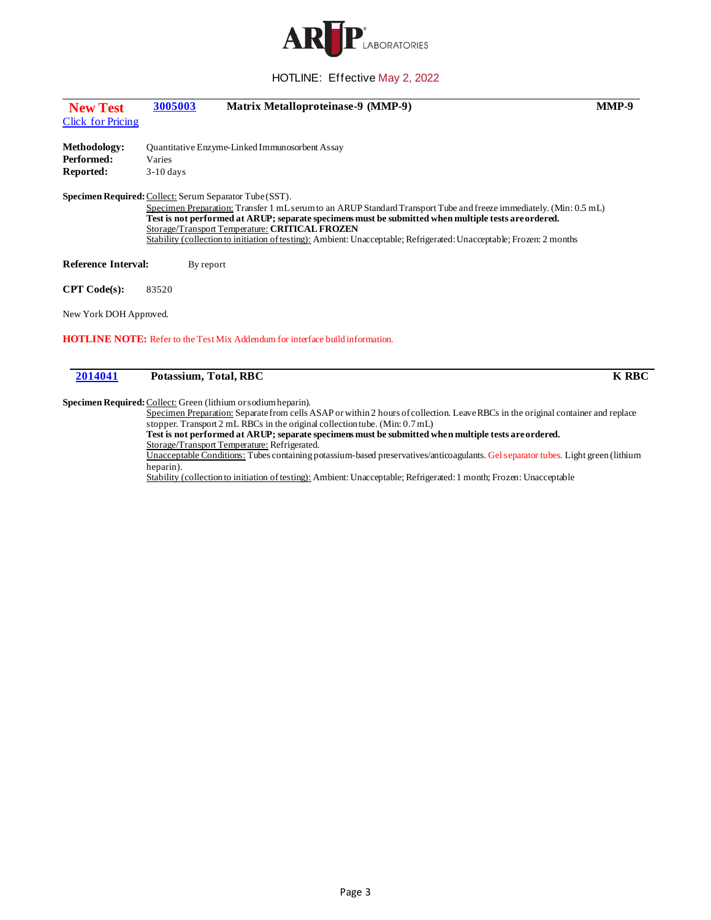HOTLINE: Effective May 2, 2022

---

**New Test** [Click for Pricing]

**3005003** **Matrix Metalloproteinase-9 (MMP-9)** **MMP-9**

**Methodology:** Quantitative Enzyme-Linked Immunosorbent Assay
**Performed:** Varies
**Reported:** 3-10 days

**Specimen Required:** Collect: Serum Separator Tube (SST).
Specimen Preparation: Transfer 1 mL serum to an ARUP Standard Transport Tube and freeze immediately. (Min: 0.5 mL)
**Test is not performed at ARUP; separate specimens must be submitted when multiple tests are ordered.**
Storage/Transport Temperature: **CRITICAL FROZEN**
Stability (collection to initiation of testing): Ambient: Unacceptable; Refrigerated: Unacceptable; Frozen: 2 months

**Reference Interval:** By report

**CPT Code(s):** 83520

New York DOH Approved.

**HOTLINE NOTE:** Refer to the Test Mix Addendum for interface build information.

---

**2014041** **Potassium, Total, RBC** **K RBC**

**Specimen Required:** Collect: Green (lithium or sodium heparin).
Specimen Preparation: Separate from cells ASAP or within 2 hours of collection. Leave RBCs in the original container and replace stopper. Transport 2 mL RBCs in the original collection tube. (Min: 0.7 mL)
**Test is not performed at ARUP; separate specimens must be submitted when multiple tests are ordered.**
Storage/Transport Temperature: Refrigerated.
Unacceptable Conditions: Tubes containing potassium-based preservatives/anticoagulants. Gel separator tubes. Light green (lithium heparin).
Stability (collection to initiation of testing): Ambient: Unacceptable; Refrigerated: 1 month; Frozen: Unacceptable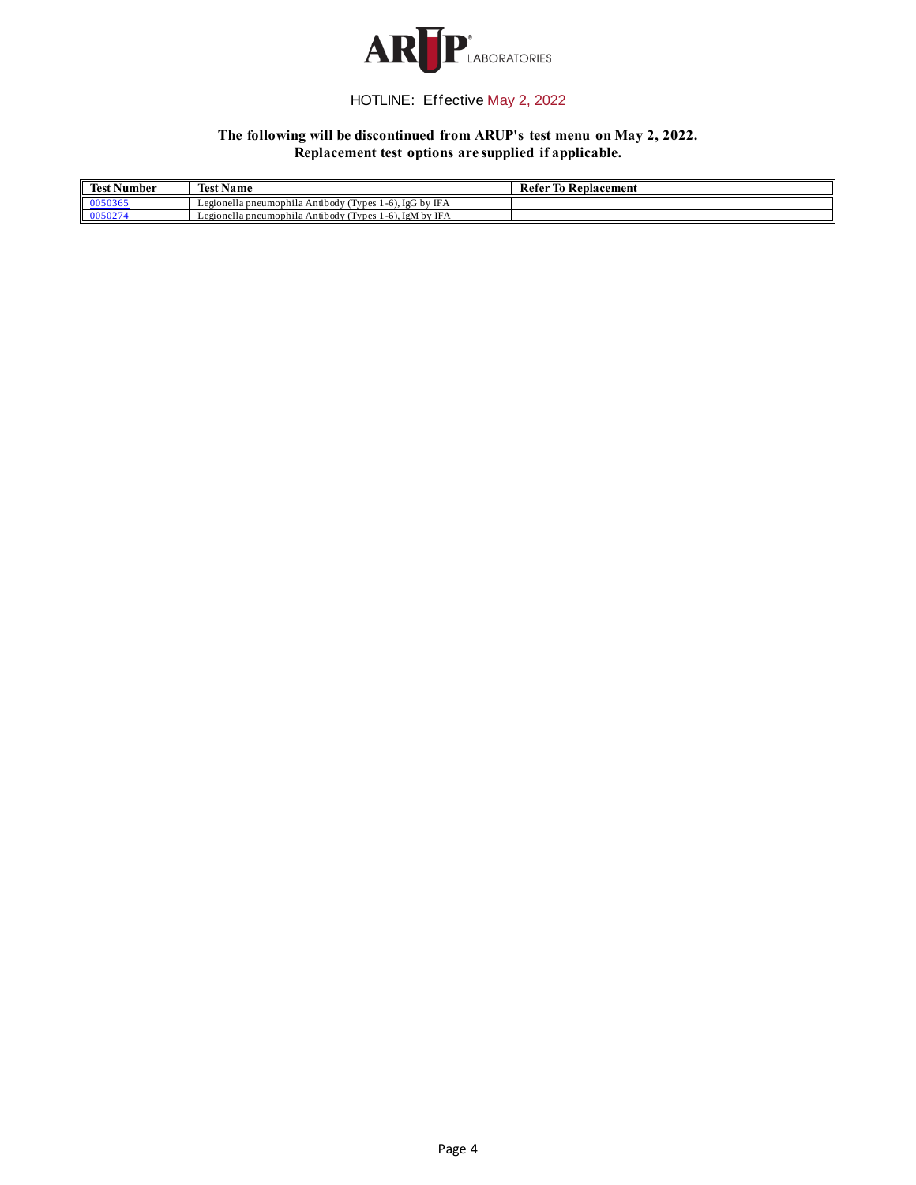HOTLINE: Effective May 2, 2022

**The following will be discontinued from ARUP's test menu on May 2, 2022.**
**Replacement test options are supplied if applicable.**

| Test Number | Test Name | Refer To Replacement |
| --- | --- | --- |
| 0050365 | Legionella pneumophila Antibody (Types 1-6), IgG by IFA | |
| 0050274 | Legionella pneumophila Antibody (Types 1-6), IgM by IFA | |